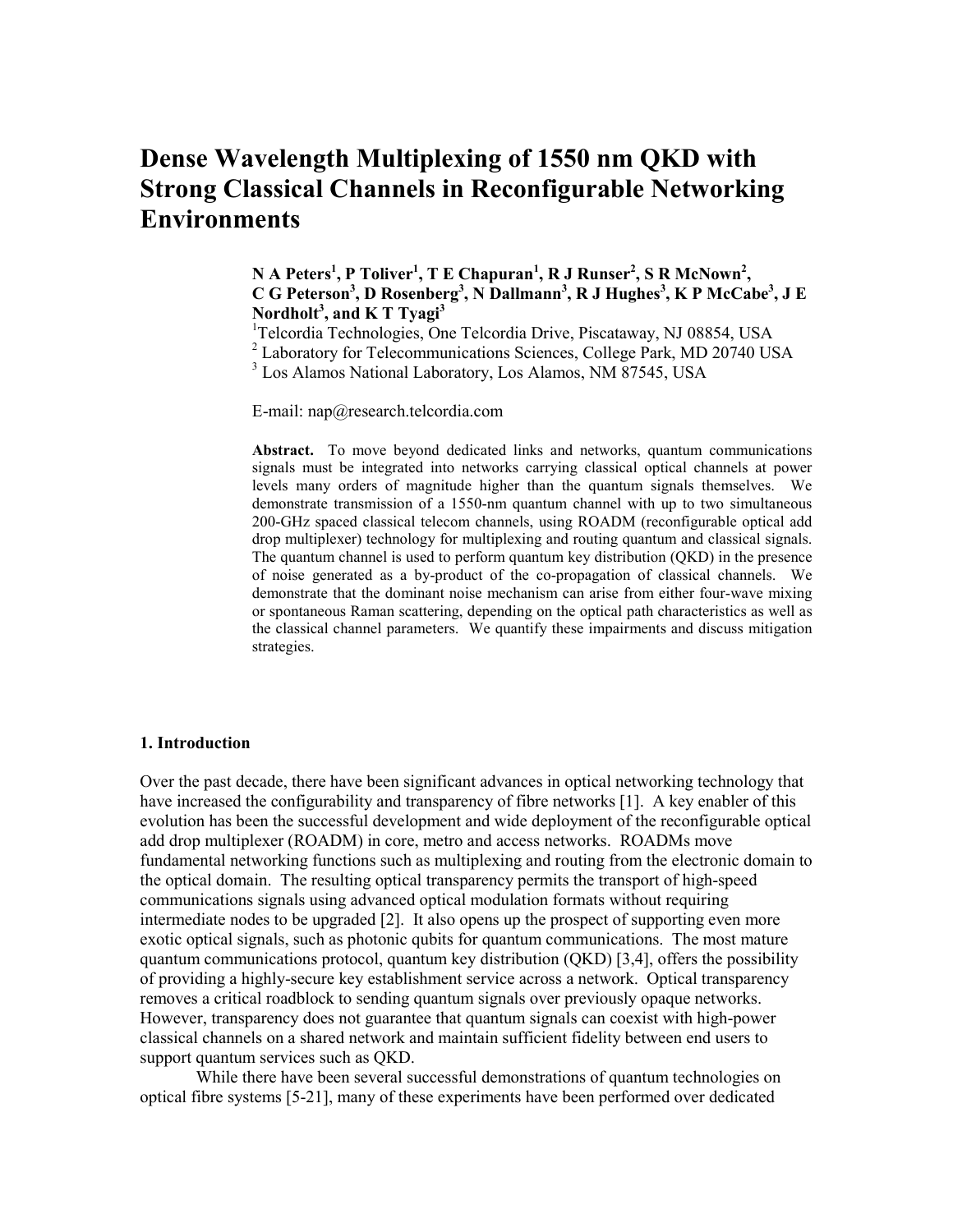# Dense Wavelength Multiplexing of 1550 nm QKD with Strong Classical Channels in Reconfigurable Networking Environments

**N A Peters[1], P Toliver[1], T E Chapuran[1], R J Runser[2], S R McNown[2], C G Peterson[3], D Rosenberg[3], N Dallmann[3], R J Hughes[3], K P McCabe[3], J E Nordholt[3], and K T Tyagi[3]**

[1]Telcordia Technologies, One Telcordia Drive, Piscataway, NJ 08854, USA
[2] Laboratory for Telecommunications Sciences, College Park, MD 20740 USA
[3] Los Alamos National Laboratory, Los Alamos, NM 87545, USA

E-mail: nap@research.telcordia.com

**Abstract.** To move beyond dedicated links and networks, quantum communications signals must be integrated into networks carrying classical optical channels at power levels many orders of magnitude higher than the quantum signals themselves. We demonstrate transmission of a 1550-nm quantum channel with up to two simultaneous 200-GHz spaced classical telecom channels, using ROADM (reconfigurable optical add drop multiplexer) technology for multiplexing and routing quantum and classical signals. The quantum channel is used to perform quantum key distribution (QKD) in the presence of noise generated as a by-product of the co-propagation of classical channels. We demonstrate that the dominant noise mechanism can arise from either four-wave mixing or spontaneous Raman scattering, depending on the optical path characteristics as well as the classical channel parameters. We quantify these impairments and discuss mitigation strategies.

## 1. Introduction

Over the past decade, there have been significant advances in optical networking technology that have increased the configurability and transparency of fibre networks [1]. A key enabler of this evolution has been the successful development and wide deployment of the reconfigurable optical add drop multiplexer (ROADM) in core, metro and access networks. ROADMs move fundamental networking functions such as multiplexing and routing from the electronic domain to the optical domain. The resulting optical transparency permits the transport of high-speed communications signals using advanced optical modulation formats without requiring intermediate nodes to be upgraded [2]. It also opens up the prospect of supporting even more exotic optical signals, such as photonic qubits for quantum communications. The most mature quantum communications protocol, quantum key distribution (QKD) [3,4], offers the possibility of providing a highly-secure key establishment service across a network. Optical transparency removes a critical roadblock to sending quantum signals over previously opaque networks. However, transparency does not guarantee that quantum signals can coexist with high-power classical channels on a shared network and maintain sufficient fidelity between end users to support quantum services such as QKD.

While there have been several successful demonstrations of quantum technologies on optical fibre systems [5-21], many of these experiments have been performed over dedicated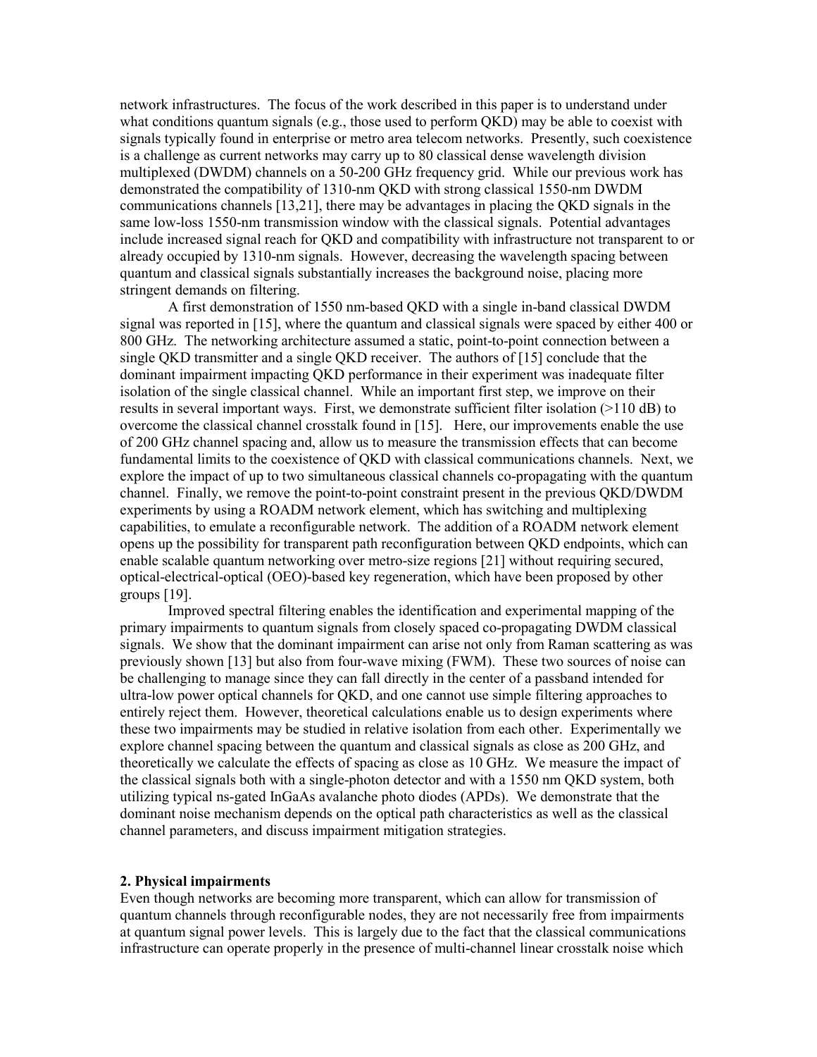network infrastructures. The focus of the work described in this paper is to understand under what conditions quantum signals (e.g., those used to perform QKD) may be able to coexist with signals typically found in enterprise or metro area telecom networks. Presently, such coexistence is a challenge as current networks may carry up to 80 classical dense wavelength division multiplexed (DWDM) channels on a 50-200 GHz frequency grid. While our previous work has demonstrated the compatibility of 1310-nm QKD with strong classical 1550-nm DWDM communications channels [13,21], there may be advantages in placing the QKD signals in the same low-loss 1550-nm transmission window with the classical signals. Potential advantages include increased signal reach for QKD and compatibility with infrastructure not transparent to or already occupied by 1310-nm signals. However, decreasing the wavelength spacing between quantum and classical signals substantially increases the background noise, placing more stringent demands on filtering.

A first demonstration of 1550 nm-based QKD with a single in-band classical DWDM signal was reported in [15], where the quantum and classical signals were spaced by either 400 or 800 GHz. The networking architecture assumed a static, point-to-point connection between a single QKD transmitter and a single QKD receiver. The authors of [15] conclude that the dominant impairment impacting QKD performance in their experiment was inadequate filter isolation of the single classical channel. While an important first step, we improve on their results in several important ways. First, we demonstrate sufficient filter isolation (>110 dB) to overcome the classical channel crosstalk found in [15]. Here, our improvements enable the use of 200 GHz channel spacing and, allow us to measure the transmission effects that can become fundamental limits to the coexistence of QKD with classical communications channels. Next, we explore the impact of up to two simultaneous classical channels co-propagating with the quantum channel. Finally, we remove the point-to-point constraint present in the previous QKD/DWDM experiments by using a ROADM network element, which has switching and multiplexing capabilities, to emulate a reconfigurable network. The addition of a ROADM network element opens up the possibility for transparent path reconfiguration between QKD endpoints, which can enable scalable quantum networking over metro-size regions [21] without requiring secured, optical-electrical-optical (OEO)-based key regeneration, which have been proposed by other groups [19].

Improved spectral filtering enables the identification and experimental mapping of the primary impairments to quantum signals from closely spaced co-propagating DWDM classical signals. We show that the dominant impairment can arise not only from Raman scattering as was previously shown [13] but also from four-wave mixing (FWM). These two sources of noise can be challenging to manage since they can fall directly in the center of a passband intended for ultra-low power optical channels for QKD, and one cannot use simple filtering approaches to entirely reject them. However, theoretical calculations enable us to design experiments where these two impairments may be studied in relative isolation from each other. Experimentally we explore channel spacing between the quantum and classical signals as close as 200 GHz, and theoretically we calculate the effects of spacing as close as 10 GHz. We measure the impact of the classical signals both with a single-photon detector and with a 1550 nm QKD system, both utilizing typical ns-gated InGaAs avalanche photo diodes (APDs). We demonstrate that the dominant noise mechanism depends on the optical path characteristics as well as the classical channel parameters, and discuss impairment mitigation strategies.

## 2. Physical impairments

Even though networks are becoming more transparent, which can allow for transmission of quantum channels through reconfigurable nodes, they are not necessarily free from impairments at quantum signal power levels. This is largely due to the fact that the classical communications infrastructure can operate properly in the presence of multi-channel linear crosstalk noise which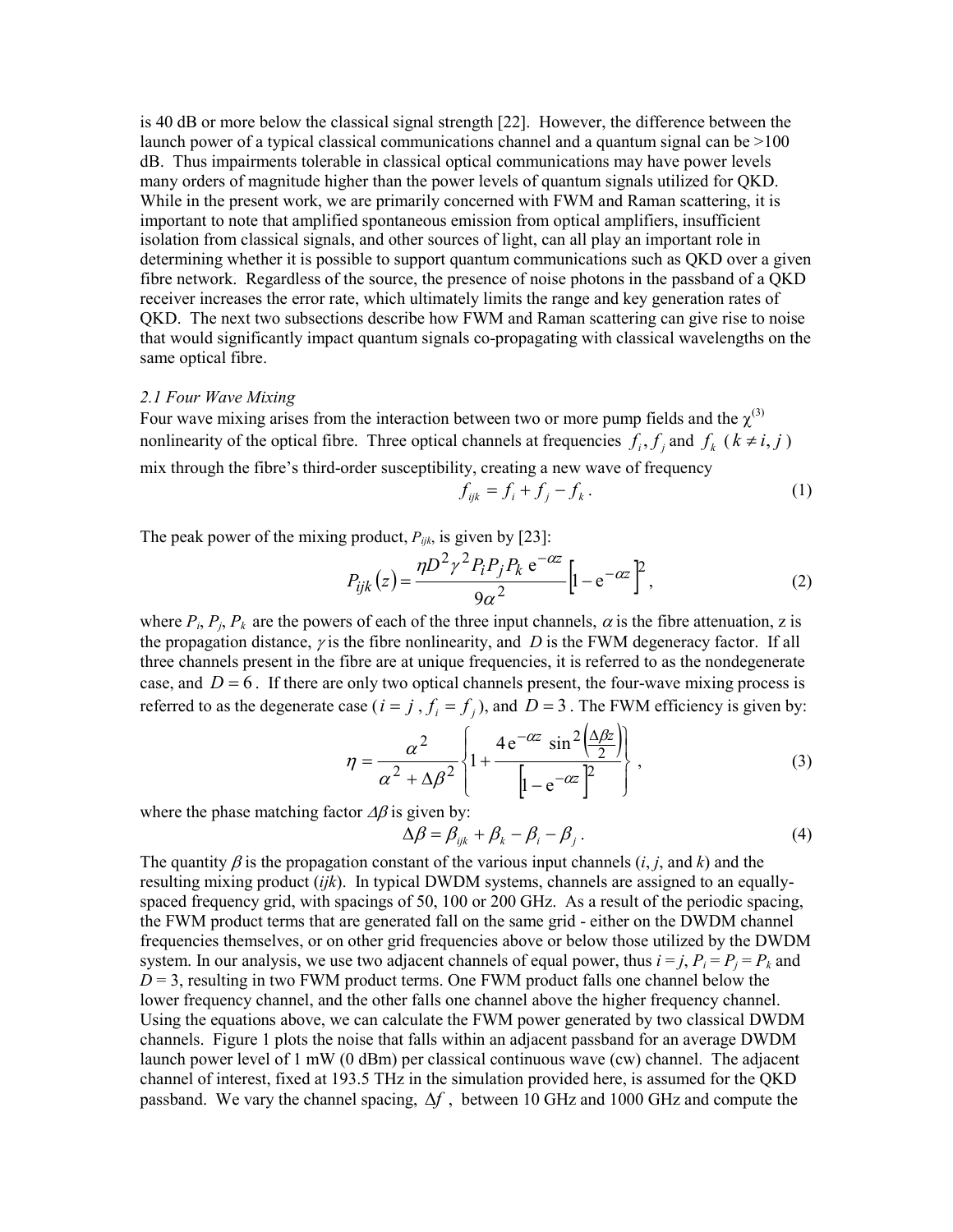is 40 dB or more below the classical signal strength [22]. However, the difference between the launch power of a typical classical communications channel and a quantum signal can be >100 dB. Thus impairments tolerable in classical optical communications may have power levels many orders of magnitude higher than the power levels of quantum signals utilized for QKD. While in the present work, we are primarily concerned with FWM and Raman scattering, it is important to note that amplified spontaneous emission from optical amplifiers, insufficient isolation from classical signals, and other sources of light, can all play an important role in determining whether it is possible to support quantum communications such as QKD over a given fibre network. Regardless of the source, the presence of noise photons in the passband of a QKD receiver increases the error rate, which ultimately limits the range and key generation rates of QKD. The next two subsections describe how FWM and Raman scattering can give rise to noise that would significantly impact quantum signals co-propagating with classical wavelengths on the same optical fibre.

### *2.1 Four Wave Mixing*

Four wave mixing arises from the interaction between two or more pump fields and the $\chi^{(3)}$ nonlinearity of the optical fibre. Three optical channels at frequencies $f_i, f_j$ and $f_k$ ($k \neq i, j$) mix through the fibre's third-order susceptibility, creating a new wave of frequency

$$f_{ijk} = f_i + f_j - f_k . \tag{1}$$

The peak power of the mixing product, $P_{ijk}$, is given by [23]:

$$P_{ijk}(z) = \frac{\eta D^2 \gamma^2 P_i P_j P_k \, \mathrm{e}^{-\alpha z}}{9\alpha^2} \left[1 - \mathrm{e}^{-\alpha z}\right]^2 , \tag{2}$$

where $P_i$, $P_j$, $P_k$ are the powers of each of the three input channels, $\alpha$ is the fibre attenuation, $z$ is the propagation distance, $\gamma$ is the fibre nonlinearity, and $D$ is the FWM degeneracy factor. If all three channels present in the fibre are at unique frequencies, it is referred to as the nondegenerate case, and $D = 6$. If there are only two optical channels present, the four-wave mixing process is referred to as the degenerate case ($i = j$, $f_i = f_j$), and $D = 3$. The FWM efficiency is given by:

$$\eta = \frac{\alpha^2}{\alpha^2 + \Delta\beta^2} \left\{ 1 + \frac{4\,\mathrm{e}^{-\alpha z} \sin^2\!\left(\frac{\Delta\beta z}{2}\right)}{\left[1 - \mathrm{e}^{-\alpha z}\right]^2} \right\} , \tag{3}$$

where the phase matching factor $\Delta\beta$ is given by:

$$\Delta\beta = \beta_{ijk} + \beta_k - \beta_i - \beta_j . \tag{4}$$

The quantity $\beta$ is the propagation constant of the various input channels ($i$, $j$, and $k$) and the resulting mixing product ($ijk$). In typical DWDM systems, channels are assigned to an equally-spaced frequency grid, with spacings of 50, 100 or 200 GHz. As a result of the periodic spacing, the FWM product terms that are generated fall on the same grid - either on the DWDM channel frequencies themselves, or on other grid frequencies above or below those utilized by the DWDM system. In our analysis, we use two adjacent channels of equal power, thus $i = j$, $P_i = P_j = P_k$ and $D = 3$, resulting in two FWM product terms. One FWM product falls one channel below the lower frequency channel, and the other falls one channel above the higher frequency channel. Using the equations above, we can calculate the FWM power generated by two classical DWDM channels. Figure 1 plots the noise that falls within an adjacent passband for an average DWDM launch power level of 1 mW (0 dBm) per classical continuous wave (cw) channel. The adjacent channel of interest, fixed at 193.5 THz in the simulation provided here, is assumed for the QKD passband. We vary the channel spacing, $\Delta f$, between 10 GHz and 1000 GHz and compute the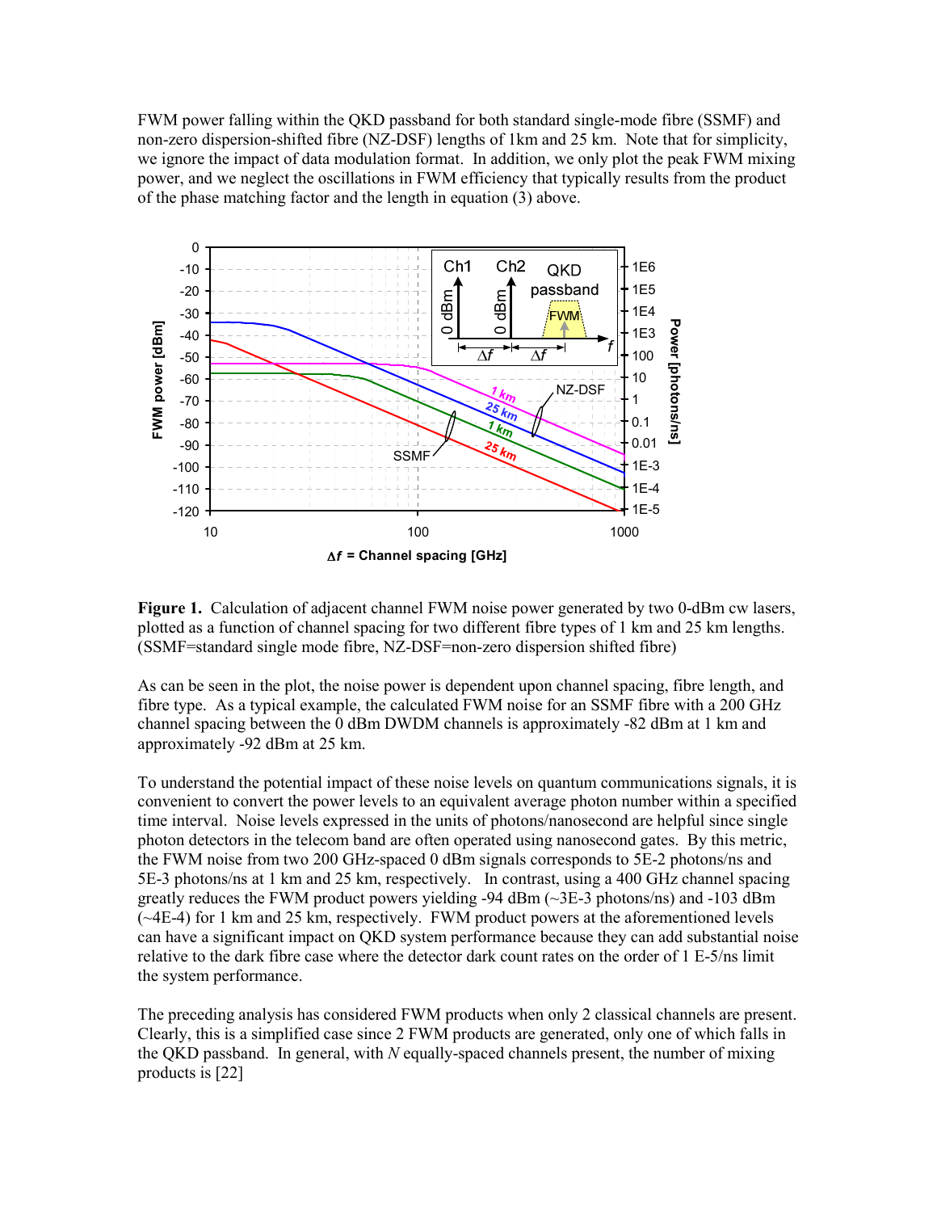FWM power falling within the QKD passband for both standard single-mode fibre (SSMF) and non-zero dispersion-shifted fibre (NZ-DSF) lengths of 1km and 25 km. Note that for simplicity, we ignore the impact of data modulation format. In addition, we only plot the peak FWM mixing power, and we neglect the oscillations in FWM efficiency that typically results from the product of the phase matching factor and the length in equation (3) above.

**Figure 1.** Calculation of adjacent channel FWM noise power generated by two 0-dBm cw lasers, plotted as a function of channel spacing for two different fibre types of 1 km and 25 km lengths. (SSMF=standard single mode fibre, NZ-DSF=non-zero dispersion shifted fibre)

As can be seen in the plot, the noise power is dependent upon channel spacing, fibre length, and fibre type. As a typical example, the calculated FWM noise for an SSMF fibre with a 200 GHz channel spacing between the 0 dBm DWDM channels is approximately -82 dBm at 1 km and approximately -92 dBm at 25 km.

To understand the potential impact of these noise levels on quantum communications signals, it is convenient to convert the power levels to an equivalent average photon number within a specified time interval. Noise levels expressed in the units of photons/nanosecond are helpful since single photon detectors in the telecom band are often operated using nanosecond gates. By this metric, the FWM noise from two 200 GHz-spaced 0 dBm signals corresponds to 5E-2 photons/ns and 5E-3 photons/ns at 1 km and 25 km, respectively. In contrast, using a 400 GHz channel spacing greatly reduces the FWM product powers yielding -94 dBm (~3E-3 photons/ns) and -103 dBm (~4E-4) for 1 km and 25 km, respectively. FWM product powers at the aforementioned levels can have a significant impact on QKD system performance because they can add substantial noise relative to the dark fibre case where the detector dark count rates on the order of 1 E-5/ns limit the system performance.

The preceding analysis has considered FWM products when only 2 classical channels are present. Clearly, this is a simplified case since 2 FWM products are generated, only one of which falls in the QKD passband. In general, with $N$ equally-spaced channels present, the number of mixing products is [22]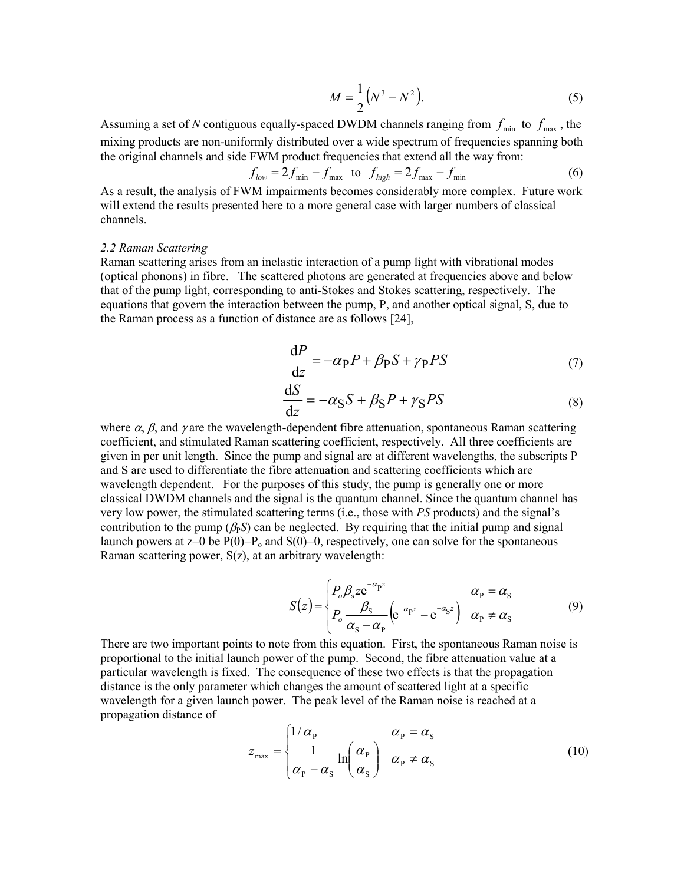$$M = \frac{1}{2}\left(N^3 - N^2\right). \tag{5}$$

Assuming a set of *N* contiguous equally-spaced DWDM channels ranging from $f_{\min}$ to $f_{\max}$, the mixing products are non-uniformly distributed over a wide spectrum of frequencies spanning both the original channels and side FWM product frequencies that extend all the way from:

$$f_{low} = 2f_{\min} - f_{\max} \quad \text{to} \quad f_{high} = 2f_{\max} - f_{\min} \tag{6}$$

As a result, the analysis of FWM impairments becomes considerably more complex. Future work will extend the results presented here to a more general case with larger numbers of classical channels.

*2.2 Raman Scattering*

Raman scattering arises from an inelastic interaction of a pump light with vibrational modes (optical phonons) in fibre. The scattered photons are generated at frequencies above and below that of the pump light, corresponding to anti-Stokes and Stokes scattering, respectively. The equations that govern the interaction between the pump, P, and another optical signal, S, due to the Raman process as a function of distance are as follows [24],

$$\frac{\mathrm{d}P}{\mathrm{d}z} = -\alpha_{\mathrm{P}}P + \beta_{\mathrm{P}}S + \gamma_{\mathrm{P}}PS \tag{7}$$

$$\frac{\mathrm{d}S}{\mathrm{d}z} = -\alpha_{\mathrm{S}}S + \beta_{\mathrm{S}}P + \gamma_{\mathrm{S}}PS \tag{8}$$

where $\alpha$, $\beta$, and $\gamma$ are the wavelength-dependent fibre attenuation, spontaneous Raman scattering coefficient, and stimulated Raman scattering coefficient, respectively. All three coefficients are given in per unit length. Since the pump and signal are at different wavelengths, the subscripts P and S are used to differentiate the fibre attenuation and scattering coefficients which are wavelength dependent. For the purposes of this study, the pump is generally one or more classical DWDM channels and the signal is the quantum channel. Since the quantum channel has very low power, the stimulated scattering terms (i.e., those with *PS* products) and the signal's contribution to the pump ($\beta_{\mathrm{P}}S$) can be neglected. By requiring that the initial pump and signal launch powers at z=0 be $P(0)=P_o$ and $S(0)=0$, respectively, one can solve for the spontaneous Raman scattering power, $S(z)$, at an arbitrary wavelength:

$$S(z) = \begin{cases} P_o \beta_{\mathrm{s}} z \mathrm{e}^{-\alpha_{\mathrm{P}} z} & \alpha_{\mathrm{P}} = \alpha_{\mathrm{S}} \\ P_o \dfrac{\beta_{\mathrm{S}}}{\alpha_{\mathrm{S}} - \alpha_{\mathrm{P}}}\left(\mathrm{e}^{-\alpha_{\mathrm{P}} z} - \mathrm{e}^{-\alpha_{\mathrm{S}} z}\right) & \alpha_{\mathrm{P}} \neq \alpha_{\mathrm{S}} \end{cases} \tag{9}$$

There are two important points to note from this equation. First, the spontaneous Raman noise is proportional to the initial launch power of the pump. Second, the fibre attenuation value at a particular wavelength is fixed. The consequence of these two effects is that the propagation distance is the only parameter which changes the amount of scattered light at a specific wavelength for a given launch power. The peak level of the Raman noise is reached at a propagation distance of

$$z_{\max} = \begin{cases} 1/\alpha_{\mathrm{P}} & \alpha_{\mathrm{P}} = \alpha_{\mathrm{S}} \\ \dfrac{1}{\alpha_{\mathrm{P}} - \alpha_{\mathrm{S}}} \ln\left(\dfrac{\alpha_{\mathrm{P}}}{\alpha_{\mathrm{S}}}\right) & \alpha_{\mathrm{P}} \neq \alpha_{\mathrm{S}} \end{cases} \tag{10}$$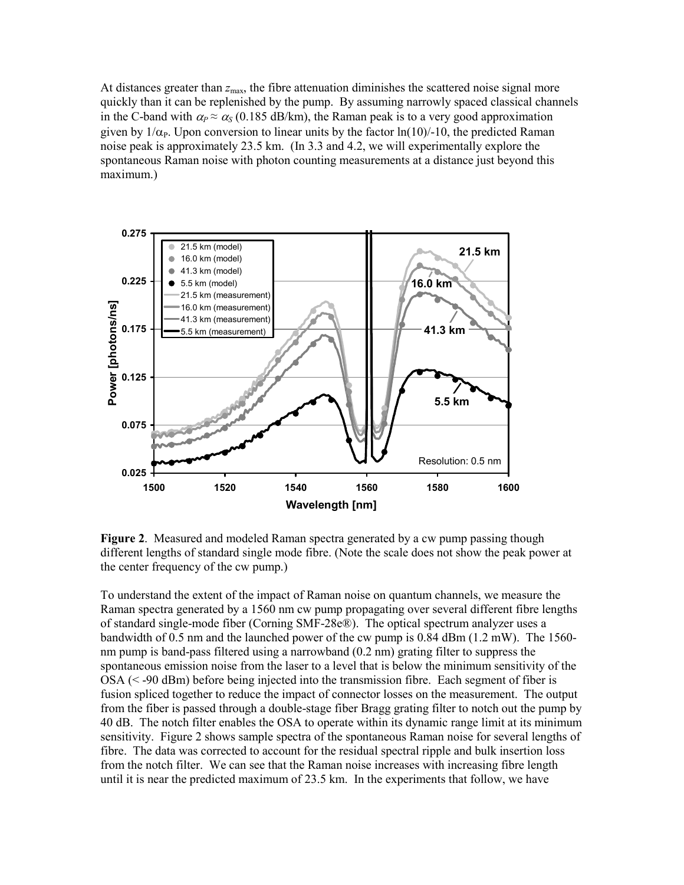At distances greater than $z_{\max}$, the fibre attenuation diminishes the scattered noise signal more quickly than it can be replenished by the pump. By assuming narrowly spaced classical channels in the C-band with $\alpha_P \approx \alpha_S$ (0.185 dB/km), the Raman peak is to a very good approximation given by $1/\alpha_P$. Upon conversion to linear units by the factor ln(10)/-10, the predicted Raman noise peak is approximately 23.5 km. (In 3.3 and 4.2, we will experimentally explore the spontaneous Raman noise with photon counting measurements at a distance just beyond this maximum.)

**Figure 2**. Measured and modeled Raman spectra generated by a cw pump passing though different lengths of standard single mode fibre. (Note the scale does not show the peak power at the center frequency of the cw pump.)

To understand the extent of the impact of Raman noise on quantum channels, we measure the Raman spectra generated by a 1560 nm cw pump propagating over several different fibre lengths of standard single-mode fiber (Corning SMF-28e®). The optical spectrum analyzer uses a bandwidth of 0.5 nm and the launched power of the cw pump is 0.84 dBm (1.2 mW). The 1560-nm pump is band-pass filtered using a narrowband (0.2 nm) grating filter to suppress the spontaneous emission noise from the laser to a level that is below the minimum sensitivity of the OSA (< -90 dBm) before being injected into the transmission fibre. Each segment of fiber is fusion spliced together to reduce the impact of connector losses on the measurement. The output from the fiber is passed through a double-stage fiber Bragg grating filter to notch out the pump by 40 dB. The notch filter enables the OSA to operate within its dynamic range limit at its minimum sensitivity. Figure 2 shows sample spectra of the spontaneous Raman noise for several lengths of fibre. The data was corrected to account for the residual spectral ripple and bulk insertion loss from the notch filter. We can see that the Raman noise increases with increasing fibre length until it is near the predicted maximum of 23.5 km. In the experiments that follow, we have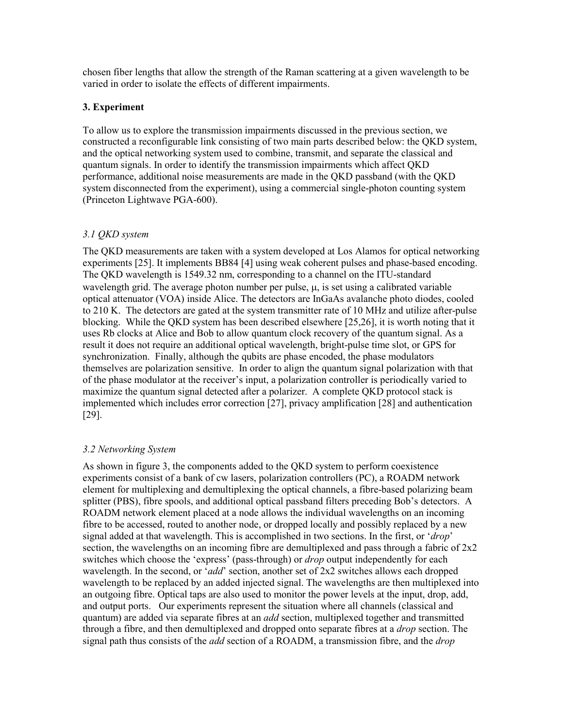chosen fiber lengths that allow the strength of the Raman scattering at a given wavelength to be varied in order to isolate the effects of different impairments.

## 3. Experiment

To allow us to explore the transmission impairments discussed in the previous section, we constructed a reconfigurable link consisting of two main parts described below: the QKD system, and the optical networking system used to combine, transmit, and separate the classical and quantum signals. In order to identify the transmission impairments which affect QKD performance, additional noise measurements are made in the QKD passband (with the QKD system disconnected from the experiment), using a commercial single-photon counting system (Princeton Lightwave PGA-600).

### *3.1 QKD system*

The QKD measurements are taken with a system developed at Los Alamos for optical networking experiments [25]. It implements BB84 [4] using weak coherent pulses and phase-based encoding. The QKD wavelength is 1549.32 nm, corresponding to a channel on the ITU-standard wavelength grid. The average photon number per pulse, $\mu$, is set using a calibrated variable optical attenuator (VOA) inside Alice. The detectors are InGaAs avalanche photo diodes, cooled to 210 K. The detectors are gated at the system transmitter rate of 10 MHz and utilize after-pulse blocking. While the QKD system has been described elsewhere [25,26], it is worth noting that it uses Rb clocks at Alice and Bob to allow quantum clock recovery of the quantum signal. As a result it does not require an additional optical wavelength, bright-pulse time slot, or GPS for synchronization. Finally, although the qubits are phase encoded, the phase modulators themselves are polarization sensitive. In order to align the quantum signal polarization with that of the phase modulator at the receiver's input, a polarization controller is periodically varied to maximize the quantum signal detected after a polarizer. A complete QKD protocol stack is implemented which includes error correction [27], privacy amplification [28] and authentication [29].

### *3.2 Networking System*

As shown in figure 3, the components added to the QKD system to perform coexistence experiments consist of a bank of cw lasers, polarization controllers (PC), a ROADM network element for multiplexing and demultiplexing the optical channels, a fibre-based polarizing beam splitter (PBS), fibre spools, and additional optical passband filters preceding Bob's detectors. A ROADM network element placed at a node allows the individual wavelengths on an incoming fibre to be accessed, routed to another node, or dropped locally and possibly replaced by a new signal added at that wavelength. This is accomplished in two sections. In the first, or '*drop*' section, the wavelengths on an incoming fibre are demultiplexed and pass through a fabric of 2x2 switches which choose the 'express' (pass-through) or *drop* output independently for each wavelength. In the second, or '*add*' section, another set of 2x2 switches allows each dropped wavelength to be replaced by an added injected signal. The wavelengths are then multiplexed into an outgoing fibre. Optical taps are also used to monitor the power levels at the input, drop, add, and output ports. Our experiments represent the situation where all channels (classical and quantum) are added via separate fibres at an *add* section, multiplexed together and transmitted through a fibre, and then demultiplexed and dropped onto separate fibres at a *drop* section. The signal path thus consists of the *add* section of a ROADM, a transmission fibre, and the *drop*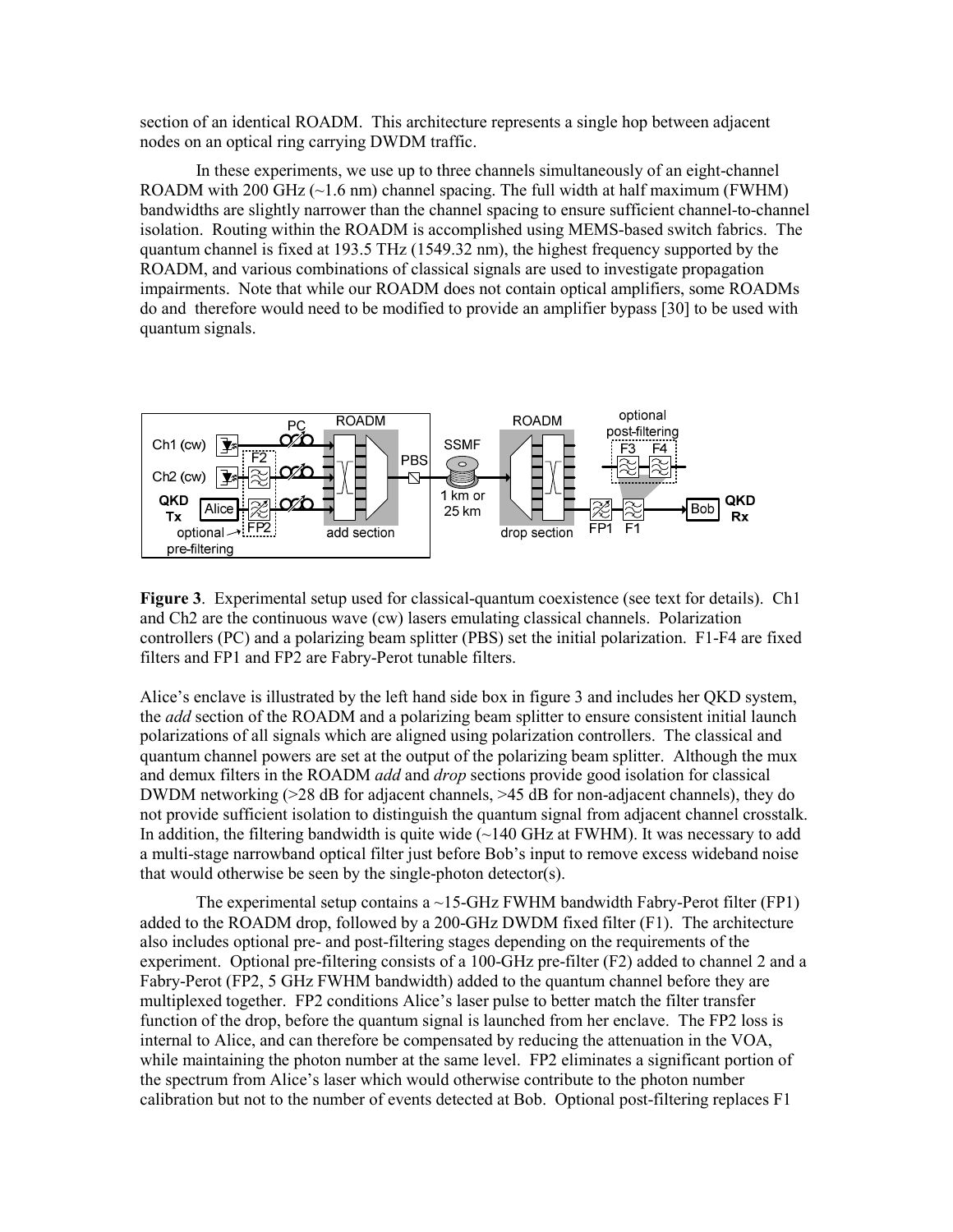section of an identical ROADM. This architecture represents a single hop between adjacent nodes on an optical ring carrying DWDM traffic.

In these experiments, we use up to three channels simultaneously of an eight-channel ROADM with 200 GHz (~1.6 nm) channel spacing. The full width at half maximum (FWHM) bandwidths are slightly narrower than the channel spacing to ensure sufficient channel-to-channel isolation. Routing within the ROADM is accomplished using MEMS-based switch fabrics. The quantum channel is fixed at 193.5 THz (1549.32 nm), the highest frequency supported by the ROADM, and various combinations of classical signals are used to investigate propagation impairments. Note that while our ROADM does not contain optical amplifiers, some ROADMs do and therefore would need to be modified to provide an amplifier bypass [30] to be used with quantum signals.

**Figure 3**. Experimental setup used for classical-quantum coexistence (see text for details). Ch1 and Ch2 are the continuous wave (cw) lasers emulating classical channels. Polarization controllers (PC) and a polarizing beam splitter (PBS) set the initial polarization. F1-F4 are fixed filters and FP1 and FP2 are Fabry-Perot tunable filters.

Alice's enclave is illustrated by the left hand side box in figure 3 and includes her QKD system, the *add* section of the ROADM and a polarizing beam splitter to ensure consistent initial launch polarizations of all signals which are aligned using polarization controllers. The classical and quantum channel powers are set at the output of the polarizing beam splitter. Although the mux and demux filters in the ROADM *add* and *drop* sections provide good isolation for classical DWDM networking (>28 dB for adjacent channels, >45 dB for non-adjacent channels), they do not provide sufficient isolation to distinguish the quantum signal from adjacent channel crosstalk. In addition, the filtering bandwidth is quite wide (~140 GHz at FWHM). It was necessary to add a multi-stage narrowband optical filter just before Bob's input to remove excess wideband noise that would otherwise be seen by the single-photon detector(s).

The experimental setup contains a ~15-GHz FWHM bandwidth Fabry-Perot filter (FP1) added to the ROADM drop, followed by a 200-GHz DWDM fixed filter (F1). The architecture also includes optional pre- and post-filtering stages depending on the requirements of the experiment. Optional pre-filtering consists of a 100-GHz pre-filter (F2) added to channel 2 and a Fabry-Perot (FP2, 5 GHz FWHM bandwidth) added to the quantum channel before they are multiplexed together. FP2 conditions Alice's laser pulse to better match the filter transfer function of the drop, before the quantum signal is launched from her enclave. The FP2 loss is internal to Alice, and can therefore be compensated by reducing the attenuation in the VOA, while maintaining the photon number at the same level. FP2 eliminates a significant portion of the spectrum from Alice's laser which would otherwise contribute to the photon number calibration but not to the number of events detected at Bob. Optional post-filtering replaces F1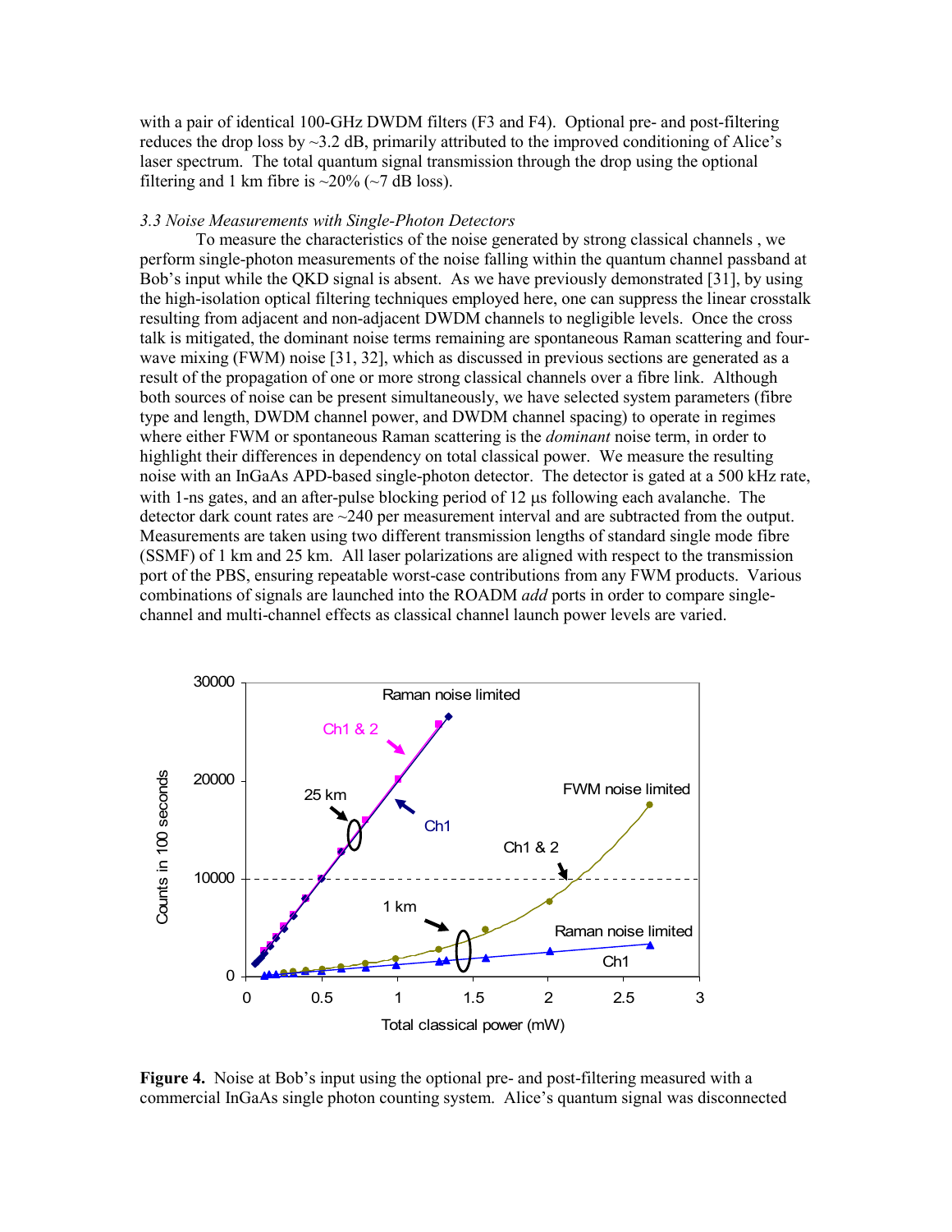with a pair of identical 100-GHz DWDM filters (F3 and F4). Optional pre- and post-filtering reduces the drop loss by ~3.2 dB, primarily attributed to the improved conditioning of Alice's laser spectrum. The total quantum signal transmission through the drop using the optional filtering and 1 km fibre is ~20% (~7 dB loss).

### *3.3 Noise Measurements with Single-Photon Detectors*

To measure the characteristics of the noise generated by strong classical channels , we perform single-photon measurements of the noise falling within the quantum channel passband at Bob's input while the QKD signal is absent. As we have previously demonstrated [31], by using the high-isolation optical filtering techniques employed here, one can suppress the linear crosstalk resulting from adjacent and non-adjacent DWDM channels to negligible levels. Once the cross talk is mitigated, the dominant noise terms remaining are spontaneous Raman scattering and four-wave mixing (FWM) noise [31, 32], which as discussed in previous sections are generated as a result of the propagation of one or more strong classical channels over a fibre link. Although both sources of noise can be present simultaneously, we have selected system parameters (fibre type and length, DWDM channel power, and DWDM channel spacing) to operate in regimes where either FWM or spontaneous Raman scattering is the *dominant* noise term, in order to highlight their differences in dependency on total classical power. We measure the resulting noise with an InGaAs APD-based single-photon detector. The detector is gated at a 500 kHz rate, with 1-ns gates, and an after-pulse blocking period of 12 μs following each avalanche. The detector dark count rates are ~240 per measurement interval and are subtracted from the output. Measurements are taken using two different transmission lengths of standard single mode fibre (SSMF) of 1 km and 25 km. All laser polarizations are aligned with respect to the transmission port of the PBS, ensuring repeatable worst-case contributions from any FWM products. Various combinations of signals are launched into the ROADM *add* ports in order to compare single-channel and multi-channel effects as classical channel launch power levels are varied.

**Figure 4.** Noise at Bob's input using the optional pre- and post-filtering measured with a commercial InGaAs single photon counting system. Alice's quantum signal was disconnected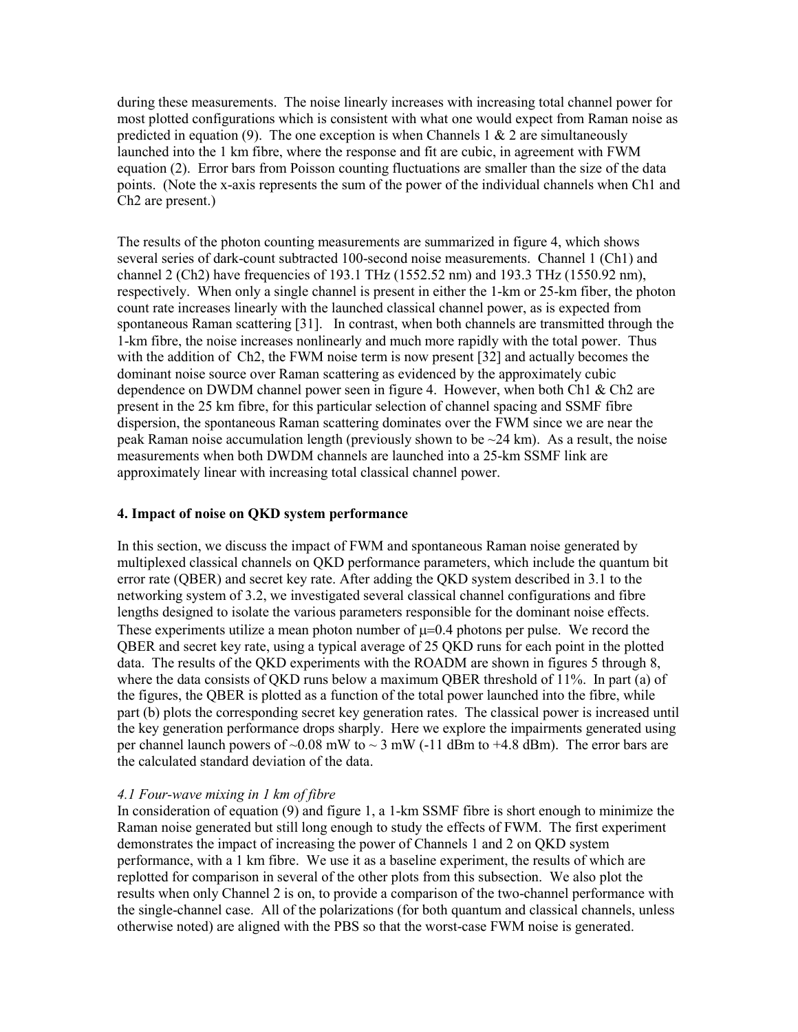during these measurements. The noise linearly increases with increasing total channel power for most plotted configurations which is consistent with what one would expect from Raman noise as predicted in equation (9). The one exception is when Channels 1 & 2 are simultaneously launched into the 1 km fibre, where the response and fit are cubic, in agreement with FWM equation (2). Error bars from Poisson counting fluctuations are smaller than the size of the data points. (Note the x-axis represents the sum of the power of the individual channels when Ch1 and Ch2 are present.)

The results of the photon counting measurements are summarized in figure 4, which shows several series of dark-count subtracted 100-second noise measurements. Channel 1 (Ch1) and channel 2 (Ch2) have frequencies of 193.1 THz (1552.52 nm) and 193.3 THz (1550.92 nm), respectively. When only a single channel is present in either the 1-km or 25-km fiber, the photon count rate increases linearly with the launched classical channel power, as is expected from spontaneous Raman scattering [31]. In contrast, when both channels are transmitted through the 1-km fibre, the noise increases nonlinearly and much more rapidly with the total power. Thus with the addition of Ch2, the FWM noise term is now present [32] and actually becomes the dominant noise source over Raman scattering as evidenced by the approximately cubic dependence on DWDM channel power seen in figure 4. However, when both Ch1 & Ch2 are present in the 25 km fibre, for this particular selection of channel spacing and SSMF fibre dispersion, the spontaneous Raman scattering dominates over the FWM since we are near the peak Raman noise accumulation length (previously shown to be ~24 km). As a result, the noise measurements when both DWDM channels are launched into a 25-km SSMF link are approximately linear with increasing total classical channel power.

## 4. Impact of noise on QKD system performance

In this section, we discuss the impact of FWM and spontaneous Raman noise generated by multiplexed classical channels on QKD performance parameters, which include the quantum bit error rate (QBER) and secret key rate. After adding the QKD system described in 3.1 to the networking system of 3.2, we investigated several classical channel configurations and fibre lengths designed to isolate the various parameters responsible for the dominant noise effects. These experiments utilize a mean photon number of $\mu$=0.4 photons per pulse. We record the QBER and secret key rate, using a typical average of 25 QKD runs for each point in the plotted data. The results of the QKD experiments with the ROADM are shown in figures 5 through 8, where the data consists of QKD runs below a maximum QBER threshold of 11%. In part (a) of the figures, the QBER is plotted as a function of the total power launched into the fibre, while part (b) plots the corresponding secret key generation rates. The classical power is increased until the key generation performance drops sharply. Here we explore the impairments generated using per channel launch powers of ~0.08 mW to ~ 3 mW (-11 dBm to +4.8 dBm). The error bars are the calculated standard deviation of the data.

### *4.1 Four-wave mixing in 1 km of fibre*

In consideration of equation (9) and figure 1, a 1-km SSMF fibre is short enough to minimize the Raman noise generated but still long enough to study the effects of FWM. The first experiment demonstrates the impact of increasing the power of Channels 1 and 2 on QKD system performance, with a 1 km fibre. We use it as a baseline experiment, the results of which are replotted for comparison in several of the other plots from this subsection. We also plot the results when only Channel 2 is on, to provide a comparison of the two-channel performance with the single-channel case. All of the polarizations (for both quantum and classical channels, unless otherwise noted) are aligned with the PBS so that the worst-case FWM noise is generated.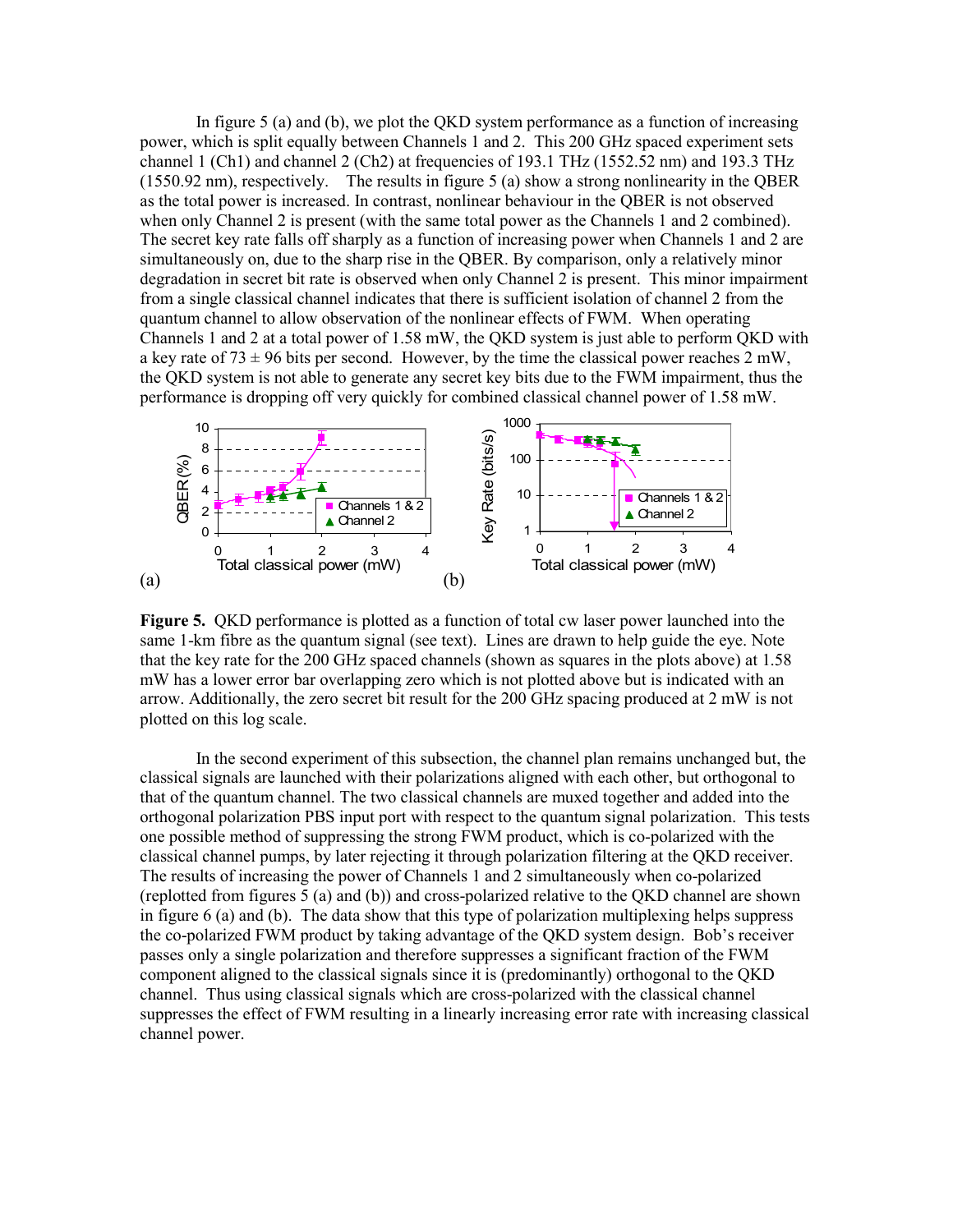In figure 5 (a) and (b), we plot the QKD system performance as a function of increasing power, which is split equally between Channels 1 and 2. This 200 GHz spaced experiment sets channel 1 (Ch1) and channel 2 (Ch2) at frequencies of 193.1 THz (1552.52 nm) and 193.3 THz (1550.92 nm), respectively. The results in figure 5 (a) show a strong nonlinearity in the QBER as the total power is increased. In contrast, nonlinear behaviour in the QBER is not observed when only Channel 2 is present (with the same total power as the Channels 1 and 2 combined). The secret key rate falls off sharply as a function of increasing power when Channels 1 and 2 are simultaneously on, due to the sharp rise in the QBER. By comparison, only a relatively minor degradation in secret bit rate is observed when only Channel 2 is present. This minor impairment from a single classical channel indicates that there is sufficient isolation of channel 2 from the quantum channel to allow observation of the nonlinear effects of FWM. When operating Channels 1 and 2 at a total power of 1.58 mW, the QKD system is just able to perform QKD with a key rate of 73 ± 96 bits per second. However, by the time the classical power reaches 2 mW, the QKD system is not able to generate any secret key bits due to the FWM impairment, thus the performance is dropping off very quickly for combined classical channel power of 1.58 mW.

**Figure 5.** QKD performance is plotted as a function of total cw laser power launched into the same 1-km fibre as the quantum signal (see text). Lines are drawn to help guide the eye. Note that the key rate for the 200 GHz spaced channels (shown as squares in the plots above) at 1.58 mW has a lower error bar overlapping zero which is not plotted above but is indicated with an arrow. Additionally, the zero secret bit result for the 200 GHz spacing produced at 2 mW is not plotted on this log scale.

In the second experiment of this subsection, the channel plan remains unchanged but, the classical signals are launched with their polarizations aligned with each other, but orthogonal to that of the quantum channel. The two classical channels are muxed together and added into the orthogonal polarization PBS input port with respect to the quantum signal polarization. This tests one possible method of suppressing the strong FWM product, which is co-polarized with the classical channel pumps, by later rejecting it through polarization filtering at the QKD receiver. The results of increasing the power of Channels 1 and 2 simultaneously when co-polarized (replotted from figures 5 (a) and (b)) and cross-polarized relative to the QKD channel are shown in figure 6 (a) and (b). The data show that this type of polarization multiplexing helps suppress the co-polarized FWM product by taking advantage of the QKD system design. Bob's receiver passes only a single polarization and therefore suppresses a significant fraction of the FWM component aligned to the classical signals since it is (predominantly) orthogonal to the QKD channel. Thus using classical signals which are cross-polarized with the classical channel suppresses the effect of FWM resulting in a linearly increasing error rate with increasing classical channel power.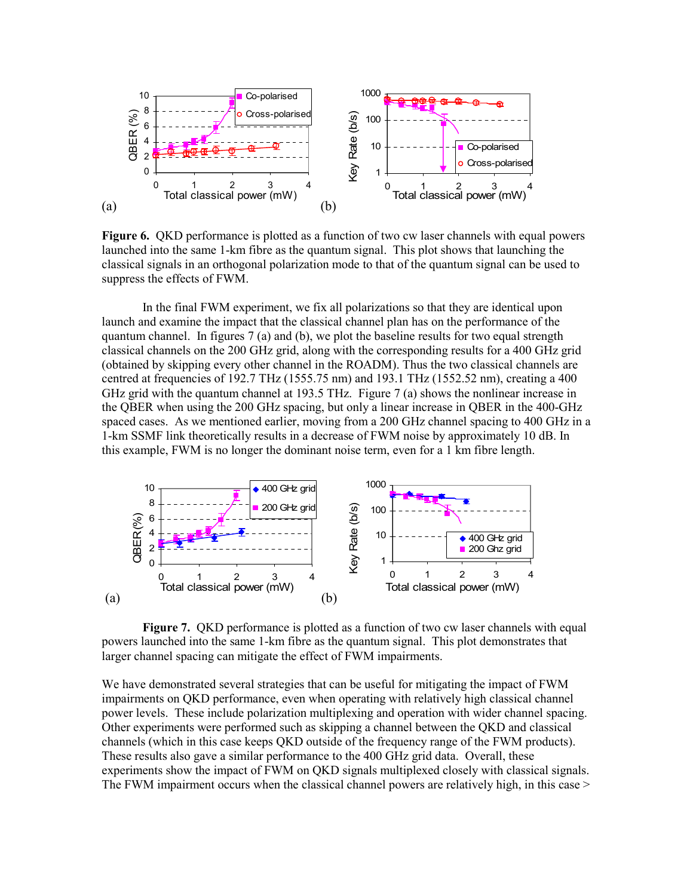**Figure 6.** QKD performance is plotted as a function of two cw laser channels with equal powers launched into the same 1-km fibre as the quantum signal. This plot shows that launching the classical signals in an orthogonal polarization mode to that of the quantum signal can be used to suppress the effects of FWM.

In the final FWM experiment, we fix all polarizations so that they are identical upon launch and examine the impact that the classical channel plan has on the performance of the quantum channel. In figures 7 (a) and (b), we plot the baseline results for two equal strength classical channels on the 200 GHz grid, along with the corresponding results for a 400 GHz grid (obtained by skipping every other channel in the ROADM). Thus the two classical channels are centred at frequencies of 192.7 THz (1555.75 nm) and 193.1 THz (1552.52 nm), creating a 400 GHz grid with the quantum channel at 193.5 THz. Figure 7 (a) shows the nonlinear increase in the QBER when using the 200 GHz spacing, but only a linear increase in QBER in the 400-GHz spaced cases. As we mentioned earlier, moving from a 200 GHz channel spacing to 400 GHz in a 1-km SSMF link theoretically results in a decrease of FWM noise by approximately 10 dB. In this example, FWM is no longer the dominant noise term, even for a 1 km fibre length.

**Figure 7.** QKD performance is plotted as a function of two cw laser channels with equal powers launched into the same 1-km fibre as the quantum signal. This plot demonstrates that larger channel spacing can mitigate the effect of FWM impairments.

We have demonstrated several strategies that can be useful for mitigating the impact of FWM impairments on QKD performance, even when operating with relatively high classical channel power levels. These include polarization multiplexing and operation with wider channel spacing. Other experiments were performed such as skipping a channel between the QKD and classical channels (which in this case keeps QKD outside of the frequency range of the FWM products). These results also gave a similar performance to the 400 GHz grid data. Overall, these experiments show the impact of FWM on QKD signals multiplexed closely with classical signals. The FWM impairment occurs when the classical channel powers are relatively high, in this case >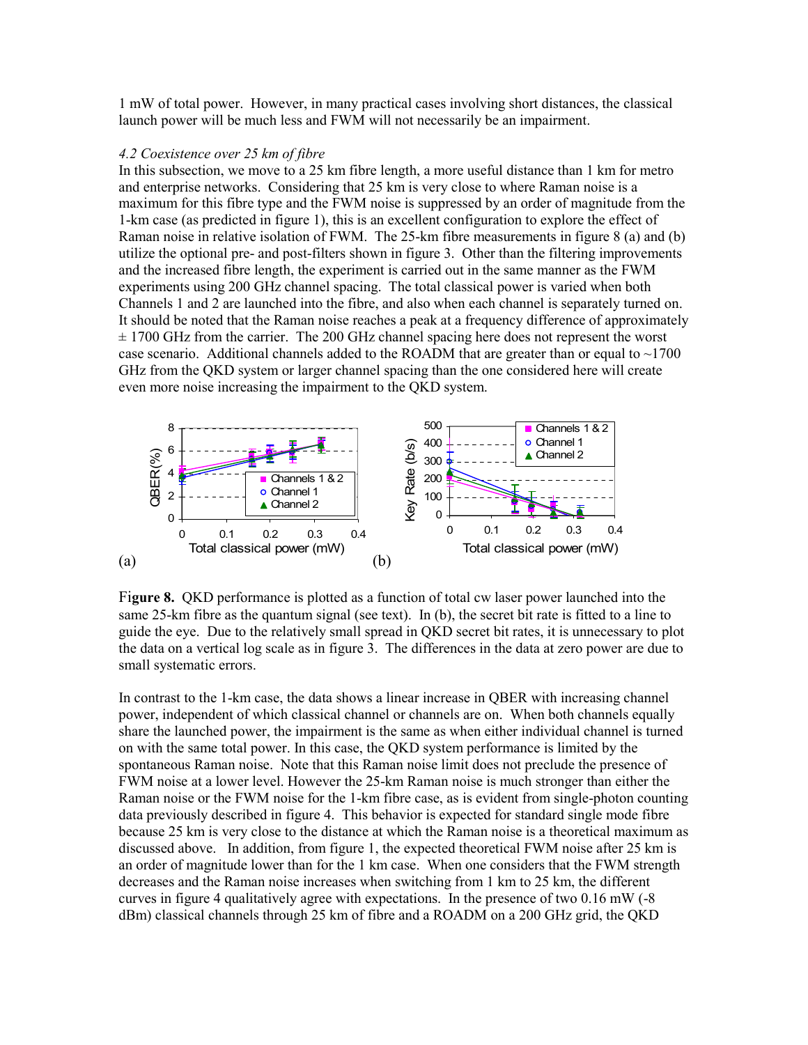1 mW of total power. However, in many practical cases involving short distances, the classical launch power will be much less and FWM will not necessarily be an impairment.

*4.2 Coexistence over 25 km of fibre*

In this subsection, we move to a 25 km fibre length, a more useful distance than 1 km for metro and enterprise networks. Considering that 25 km is very close to where Raman noise is a maximum for this fibre type and the FWM noise is suppressed by an order of magnitude from the 1-km case (as predicted in figure 1), this is an excellent configuration to explore the effect of Raman noise in relative isolation of FWM. The 25-km fibre measurements in figure 8 (a) and (b) utilize the optional pre- and post-filters shown in figure 3. Other than the filtering improvements and the increased fibre length, the experiment is carried out in the same manner as the FWM experiments using 200 GHz channel spacing. The total classical power is varied when both Channels 1 and 2 are launched into the fibre, and also when each channel is separately turned on. It should be noted that the Raman noise reaches a peak at a frequency difference of approximately ± 1700 GHz from the carrier. The 200 GHz channel spacing here does not represent the worst case scenario. Additional channels added to the ROADM that are greater than or equal to ~1700 GHz from the QKD system or larger channel spacing than the one considered here will create even more noise increasing the impairment to the QKD system.

**Figure 8.** QKD performance is plotted as a function of total cw laser power launched into the same 25-km fibre as the quantum signal (see text). In (b), the secret bit rate is fitted to a line to guide the eye. Due to the relatively small spread in QKD secret bit rates, it is unnecessary to plot the data on a vertical log scale as in figure 3. The differences in the data at zero power are due to small systematic errors.

In contrast to the 1-km case, the data shows a linear increase in QBER with increasing channel power, independent of which classical channel or channels are on. When both channels equally share the launched power, the impairment is the same as when either individual channel is turned on with the same total power. In this case, the QKD system performance is limited by the spontaneous Raman noise. Note that this Raman noise limit does not preclude the presence of FWM noise at a lower level. However the 25-km Raman noise is much stronger than either the Raman noise or the FWM noise for the 1-km fibre case, as is evident from single-photon counting data previously described in figure 4. This behavior is expected for standard single mode fibre because 25 km is very close to the distance at which the Raman noise is a theoretical maximum as discussed above. In addition, from figure 1, the expected theoretical FWM noise after 25 km is an order of magnitude lower than for the 1 km case. When one considers that the FWM strength decreases and the Raman noise increases when switching from 1 km to 25 km, the different curves in figure 4 qualitatively agree with expectations. In the presence of two 0.16 mW (-8 dBm) classical channels through 25 km of fibre and a ROADM on a 200 GHz grid, the QKD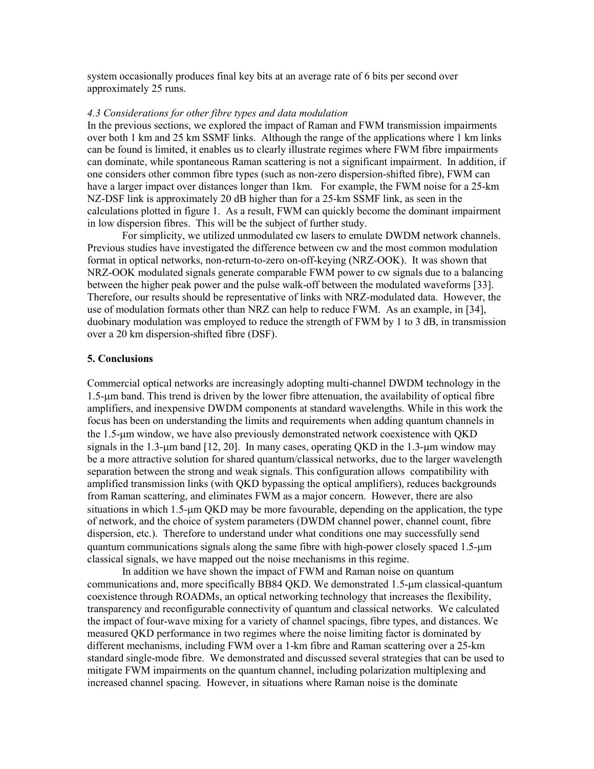system occasionally produces final key bits at an average rate of 6 bits per second over approximately 25 runs.

### *4.3 Considerations for other fibre types and data modulation*

In the previous sections, we explored the impact of Raman and FWM transmission impairments over both 1 km and 25 km SSMF links. Although the range of the applications where 1 km links can be found is limited, it enables us to clearly illustrate regimes where FWM fibre impairments can dominate, while spontaneous Raman scattering is not a significant impairment. In addition, if one considers other common fibre types (such as non-zero dispersion-shifted fibre), FWM can have a larger impact over distances longer than 1km. For example, the FWM noise for a 25-km NZ-DSF link is approximately 20 dB higher than for a 25-km SSMF link, as seen in the calculations plotted in figure 1. As a result, FWM can quickly become the dominant impairment in low dispersion fibres. This will be the subject of further study.

For simplicity, we utilized unmodulated cw lasers to emulate DWDM network channels. Previous studies have investigated the difference between cw and the most common modulation format in optical networks, non-return-to-zero on-off-keying (NRZ-OOK). It was shown that NRZ-OOK modulated signals generate comparable FWM power to cw signals due to a balancing between the higher peak power and the pulse walk-off between the modulated waveforms [33]. Therefore, our results should be representative of links with NRZ-modulated data. However, the use of modulation formats other than NRZ can help to reduce FWM. As an example, in [34], duobinary modulation was employed to reduce the strength of FWM by 1 to 3 dB, in transmission over a 20 km dispersion-shifted fibre (DSF).

## 5. Conclusions

Commercial optical networks are increasingly adopting multi-channel DWDM technology in the 1.5-μm band. This trend is driven by the lower fibre attenuation, the availability of optical fibre amplifiers, and inexpensive DWDM components at standard wavelengths. While in this work the focus has been on understanding the limits and requirements when adding quantum channels in the 1.5-μm window, we have also previously demonstrated network coexistence with QKD signals in the 1.3-μm band [12, 20]. In many cases, operating QKD in the 1.3-μm window may be a more attractive solution for shared quantum/classical networks, due to the larger wavelength separation between the strong and weak signals. This configuration allows compatibility with amplified transmission links (with QKD bypassing the optical amplifiers), reduces backgrounds from Raman scattering, and eliminates FWM as a major concern. However, there are also situations in which 1.5-μm QKD may be more favourable, depending on the application, the type of network, and the choice of system parameters (DWDM channel power, channel count, fibre dispersion, etc.). Therefore to understand under what conditions one may successfully send quantum communications signals along the same fibre with high-power closely spaced 1.5-μm classical signals, we have mapped out the noise mechanisms in this regime.

In addition we have shown the impact of FWM and Raman noise on quantum communications and, more specifically BB84 QKD. We demonstrated 1.5-μm classical-quantum coexistence through ROADMs, an optical networking technology that increases the flexibility, transparency and reconfigurable connectivity of quantum and classical networks. We calculated the impact of four-wave mixing for a variety of channel spacings, fibre types, and distances. We measured QKD performance in two regimes where the noise limiting factor is dominated by different mechanisms, including FWM over a 1-km fibre and Raman scattering over a 25-km standard single-mode fibre. We demonstrated and discussed several strategies that can be used to mitigate FWM impairments on the quantum channel, including polarization multiplexing and increased channel spacing. However, in situations where Raman noise is the dominate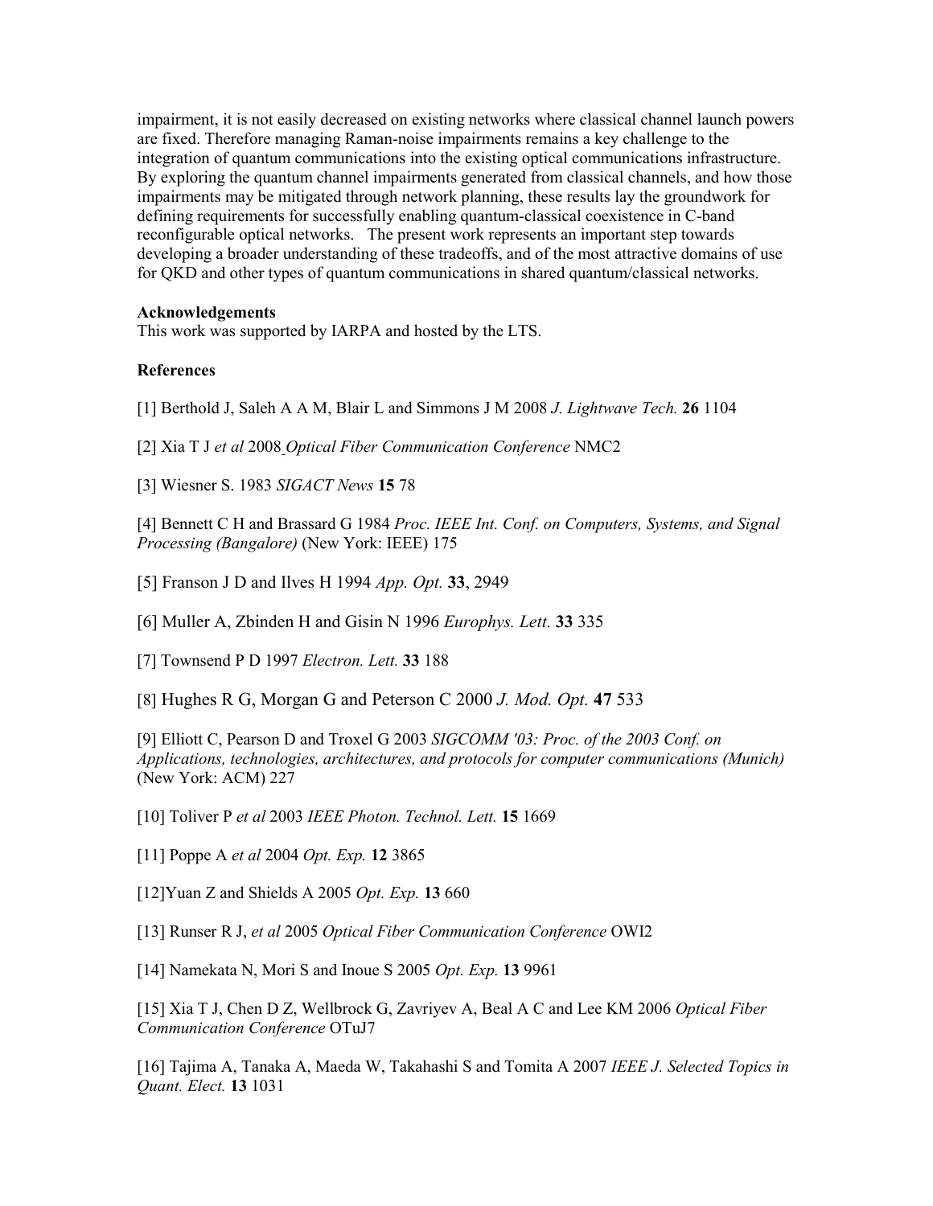impairment, it is not easily decreased on existing networks where classical channel launch powers are fixed. Therefore managing Raman-noise impairments remains a key challenge to the integration of quantum communications into the existing optical communications infrastructure. By exploring the quantum channel impairments generated from classical channels, and how those impairments may be mitigated through network planning, these results lay the groundwork for defining requirements for successfully enabling quantum-classical coexistence in C-band reconfigurable optical networks. The present work represents an important step towards developing a broader understanding of these tradeoffs, and of the most attractive domains of use for QKD and other types of quantum communications in shared quantum/classical networks.

**Acknowledgements**

This work was supported by IARPA and hosted by the LTS.

**References**

[1] Berthold J, Saleh A A M, Blair L and Simmons J M 2008 *J. Lightwave Tech.* **26** 1104

[2] Xia T J *et al* 2008 *Optical Fiber Communication Conference* NMC2

[3] Wiesner S. 1983 *SIGACT News* **15** 78

[4] Bennett C H and Brassard G 1984 *Proc. IEEE Int. Conf. on Computers, Systems, and Signal Processing (Bangalore)* (New York: IEEE) 175

[5] Franson J D and Ilves H 1994 *App. Opt.* **33**, 2949

[6] Muller A, Zbinden H and Gisin N 1996 *Europhys. Lett.* **33** 335

[7] Townsend P D 1997 *Electron. Lett.* **33** 188

[8] Hughes R G, Morgan G and Peterson C 2000 *J. Mod. Opt.* **47** 533

[9] Elliott C, Pearson D and Troxel G 2003 *SIGCOMM '03: Proc. of the 2003 Conf. on Applications, technologies, architectures, and protocols for computer communications (Munich)* (New York: ACM) 227

[10] Toliver P *et al* 2003 *IEEE Photon. Technol. Lett.* **15** 1669

[11] Poppe A *et al* 2004 *Opt. Exp.* **12** 3865

[12]Yuan Z and Shields A 2005 *Opt. Exp.* **13** 660

[13] Runser R J, *et al* 2005 *Optical Fiber Communication Conference* OWI2

[14] Namekata N, Mori S and Inoue S 2005 *Opt. Exp.* **13** 9961

[15] Xia T J, Chen D Z, Wellbrock G, Zavriyev A, Beal A C and Lee KM 2006 *Optical Fiber Communication Conference* OTuJ7

[16] Tajima A, Tanaka A, Maeda W, Takahashi S and Tomita A 2007 *IEEE J. Selected Topics in Quant. Elect.* **13** 1031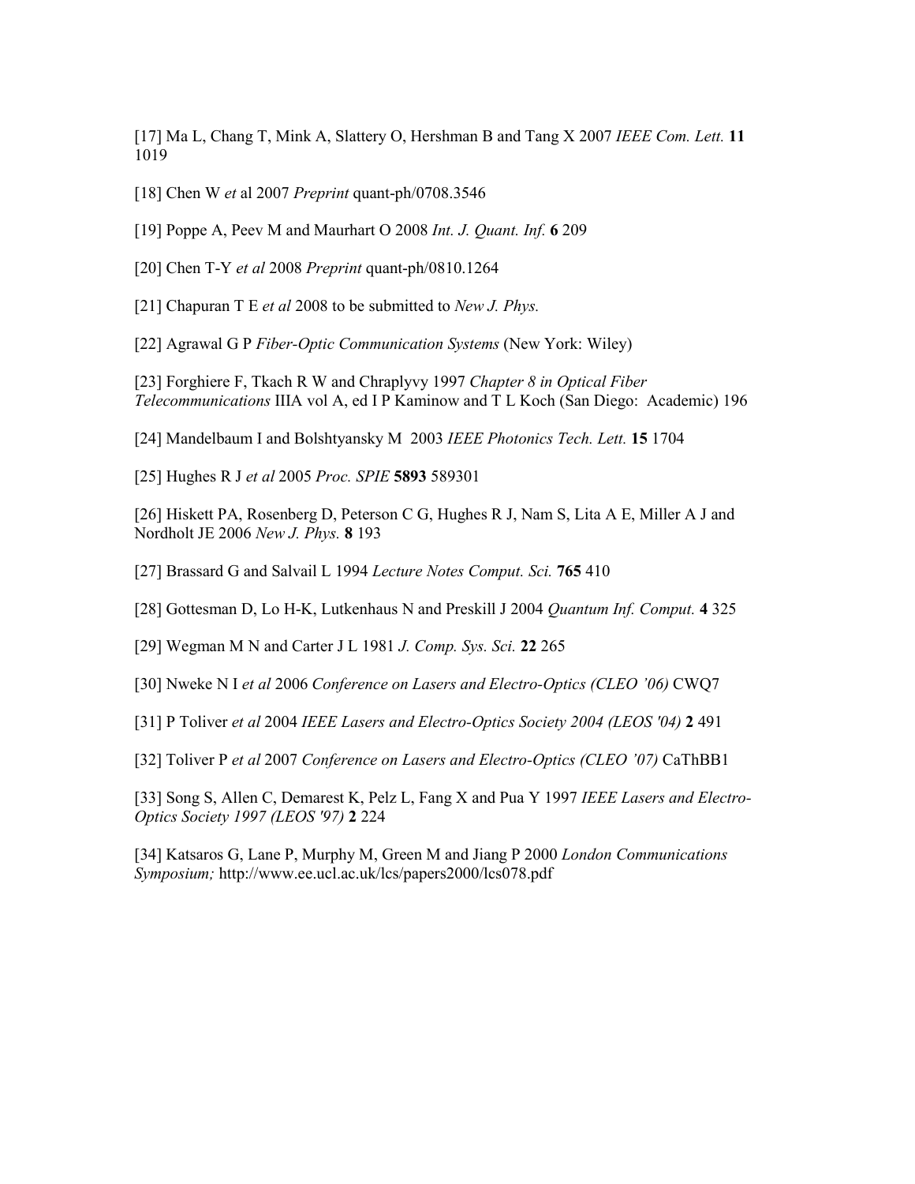[17] Ma L, Chang T, Mink A, Slattery O, Hershman B and Tang X 2007 *IEEE Com. Lett.* **11** 1019

[18] Chen W *et* al 2007 *Preprint* quant-ph/0708.3546

[19] Poppe A, Peev M and Maurhart O 2008 *Int. J. Quant. Inf.* **6** 209

[20] Chen T-Y *et al* 2008 *Preprint* quant-ph/0810.1264

[21] Chapuran T E *et al* 2008 to be submitted to *New J. Phys.*

[22] Agrawal G P *Fiber-Optic Communication Systems* (New York: Wiley)

[23] Forghiere F, Tkach R W and Chraplyvy 1997 *Chapter 8 in Optical Fiber Telecommunications* IIIA vol A, ed I P Kaminow and T L Koch (San Diego: Academic) 196

[24] Mandelbaum I and Bolshtyansky M 2003 *IEEE Photonics Tech. Lett.* **15** 1704

[25] Hughes R J *et al* 2005 *Proc. SPIE* **5893** 589301

[26] Hiskett PA, Rosenberg D, Peterson C G, Hughes R J, Nam S, Lita A E, Miller A J and Nordholt JE 2006 *New J. Phys.* **8** 193

[27] Brassard G and Salvail L 1994 *Lecture Notes Comput. Sci.* **765** 410

[28] Gottesman D, Lo H-K, Lutkenhaus N and Preskill J 2004 *Quantum Inf. Comput.* **4** 325

[29] Wegman M N and Carter J L 1981 *J. Comp. Sys. Sci.* **22** 265

[30] Nweke N I *et al* 2006 *Conference on Lasers and Electro-Optics (CLEO '06)* CWQ7

[31] P Toliver *et al* 2004 *IEEE Lasers and Electro-Optics Society 2004 (LEOS '04)* **2** 491

[32] Toliver P *et al* 2007 *Conference on Lasers and Electro-Optics (CLEO '07)* CaThBB1

[33] Song S, Allen C, Demarest K, Pelz L, Fang X and Pua Y 1997 *IEEE Lasers and Electro-Optics Society 1997 (LEOS '97)* **2** 224

[34] Katsaros G, Lane P, Murphy M, Green M and Jiang P 2000 *London Communications Symposium;* http://www.ee.ucl.ac.uk/lcs/papers2000/lcs078.pdf